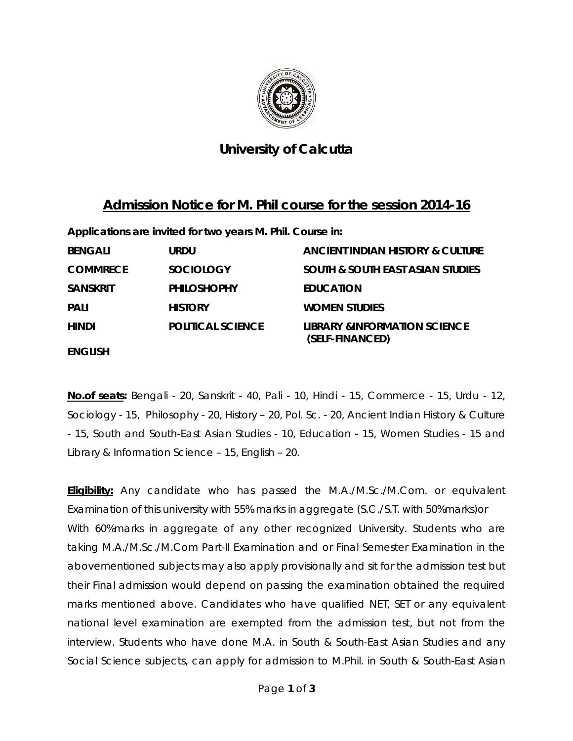# University of Calcutta

## Admission Notice for M. Phil course for the session 2014-16

**Applications are invited for two years M. Phil. Course in:**

| | | |
|---|---|---|
| **BENGALI** | **URDU** | **ANCIENT INDIAN HISTORY & CULTURE** |
| **COMMRECE** | **SOCIOLOGY** | **SOUTH & SOUTH EAST ASIAN STUDIES** |
| **SANSKRIT** | **PHILOSHOPHY** | **EDUCATION** |
| **PALI** | **HISTORY** | **WOMEN STUDIES** |
| **HINDI** | **POLITICAL SCIENCE** | **LIBRARY &INFORMATION SCIENCE (SELF-FINANCED)** |
| **ENGLISH** | | |

**No.of seats:** Bengali - 20, Sanskrit - 40, Pali - 10, Hindi - 15, Commerce - 15, Urdu - 12, Sociology - 15, Philosophy - 20, History – 20, Pol. Sc. - 20, Ancient Indian History & Culture - 15, South and South-East Asian Studies - 10, Education - 15, Women Studies - 15 and Library & Information Science – 15, English – 20.

**Eligibility:** Any candidate who has passed the M.A./M.Sc./M.Com. or equivalent Examination of this university with 55% marks in aggregate (S.C./S.T. with 50%marks)or With 60%marks in aggregate of any other recognized University. Students who are taking M.A./M.Sc./M.Com Part-II Examination and or Final Semester Examination in the abovementioned subjects may also apply provisionally and sit for the admission test but their Final admission would depend on passing the examination obtained the required marks mentioned above. Candidates who have qualified NET, SET or any equivalent national level examination are exempted from the admission test, but not from the interview. Students who have done M.A. in South & South-East Asian Studies and any Social Science subjects, can apply for admission to M.Phil. in South & South-East Asian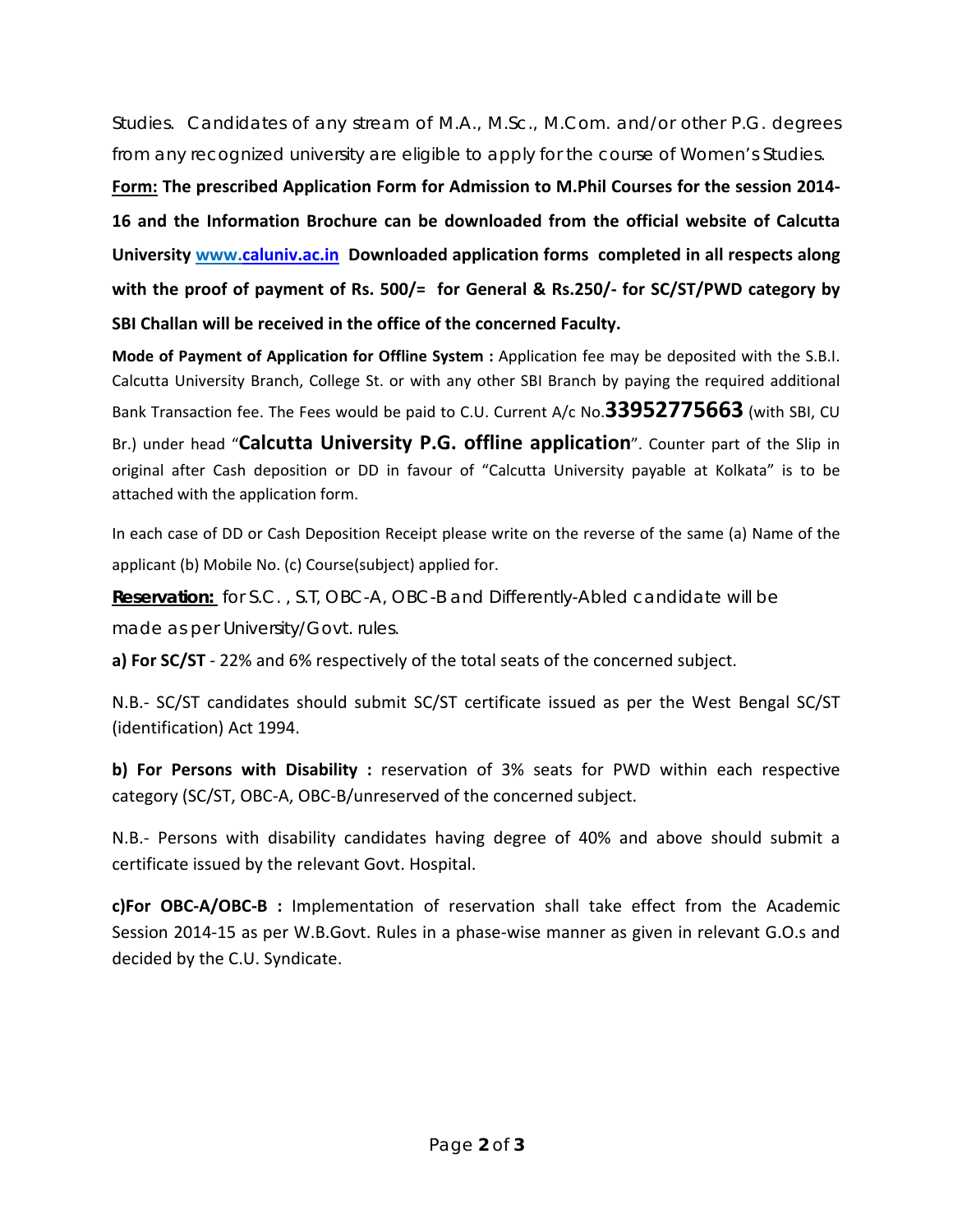Studies. Candidates of any stream of M.A., M.Sc., M.Com. and/or other P.G. degrees from any recognized university are eligible to apply for the course of Women's Studies.

**<u>Form:</u> The prescribed Application Form for Admission to M.Phil Courses for the session 2014-16 and the Information Brochure can be downloaded from the official website of Calcutta University [www.caluniv.ac.in](http://www.caluniv.ac.in) Downloaded application forms completed in all respects along with the proof of payment of Rs. 500/= for General & Rs.250/- for SC/ST/PWD category by SBI Challan will be received in the office of the concerned Faculty.**

**Mode of Payment of Application for Offline System :** Application fee may be deposited with the S.B.I. Calcutta University Branch, College St. or with any other SBI Branch by paying the required additional Bank Transaction fee. The Fees would be paid to C.U. Current A/c No.**33952775663** (with SBI, CU Br.) under head "**Calcutta University P.G. offline application**". Counter part of the Slip in original after Cash deposition or DD in favour of "Calcutta University payable at Kolkata" is to be attached with the application form.

In each case of DD or Cash Deposition Receipt please write on the reverse of the same (a) Name of the applicant (b) Mobile No. (c) Course(subject) applied for.

***<u>Reservation:</u>*** for S.C. , S.T, OBC-A, OBC-B and Differently-Abled candidate will be made as per University/Govt. rules.

**a) For SC/ST** - 22% and 6% respectively of the total seats of the concerned subject.

N.B.- SC/ST candidates should submit SC/ST certificate issued as per the West Bengal SC/ST (identification) Act 1994.

**b) For Persons with Disability :** reservation of 3% seats for PWD within each respective category (SC/ST, OBC-A, OBC-B/unreserved of the concerned subject.

N.B.- Persons with disability candidates having degree of 40% and above should submit a certificate issued by the relevant Govt. Hospital.

**c)For OBC-A/OBC-B :** Implementation of reservation shall take effect from the Academic Session 2014-15 as per W.B.Govt. Rules in a phase-wise manner as given in relevant G.O.s and decided by the C.U. Syndicate.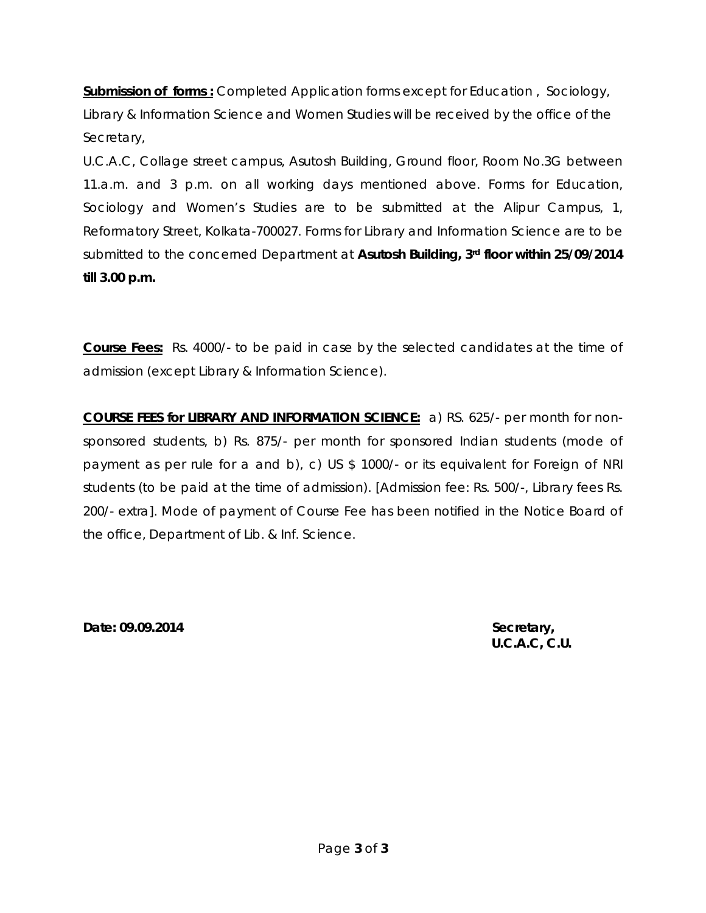**<u>Submission of forms :</u>** Completed Application forms except for Education , Sociology, Library & Information Science and Women Studies will be received by the office of the Secretary,

U.C.A.C, Collage street campus, Asutosh Building, Ground floor, Room No.3G between 11.a.m. and 3 p.m. on all working days mentioned above. Forms for Education, Sociology and Women's Studies are to be submitted at the Alipur Campus, 1, Reformatory Street, Kolkata-700027. Forms for Library and Information Science are to be submitted to the concerned Department at **Asutosh Building, 3rd floor within 25/09/2014 till 3.00 p.m.**

**<u>Course Fees:</u>** Rs. 4000/- to be paid in case by the selected candidates at the time of admission (except Library & Information Science).

**<u>COURSE FEES for LIBRARY AND INFORMATION SCIENCE:</u>** a) RS. 625/- per month for non-sponsored students, b) Rs. 875/- per month for sponsored Indian students (mode of payment as per rule for a and b), c) US $ 1000/- or its equivalent for Foreign of NRI students (to be paid at the time of admission). [Admission fee: Rs. 500/-, Library fees Rs. 200/- extra]. Mode of payment of Course Fee has been notified in the Notice Board of the office, Department of Lib. & Inf. Science.

**Date: 09.09.2014**

**Secretary,**
**U.C.A.C, C.U.**